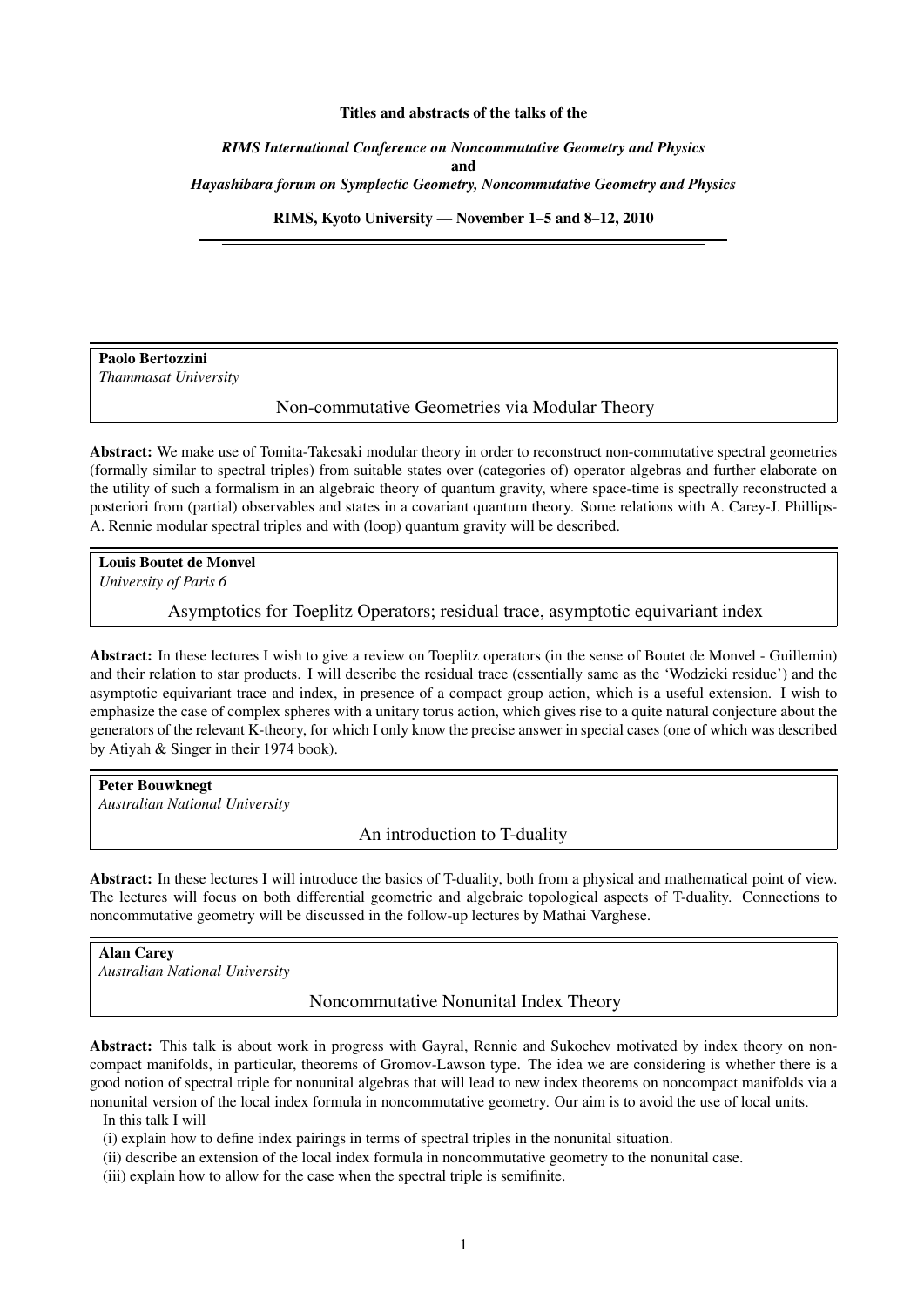**Titles and abstracts of the talks of the**

***RIMS International Conference on Noncommutative Geometry and Physics***
**and**
***Hayashibara forum on Symplectic Geometry, Noncommutative Geometry and Physics***

**RIMS, Kyoto University — November 1–5 and 8–12, 2010**

---

**Paolo Bertozzini**
*Thammasat University*

## Non-commutative Geometries via Modular Theory

**Abstract:** We make use of Tomita-Takesaki modular theory in order to reconstruct non-commutative spectral geometries (formally similar to spectral triples) from suitable states over (categories of) operator algebras and further elaborate on the utility of such a formalism in an algebraic theory of quantum gravity, where space-time is spectrally reconstructed a posteriori from (partial) observables and states in a covariant quantum theory. Some relations with A. Carey-J. Phillips-A. Rennie modular spectral triples and with (loop) quantum gravity will be described.

**Louis Boutet de Monvel**
*University of Paris 6*

## Asymptotics for Toeplitz Operators; residual trace, asymptotic equivariant index

**Abstract:** In these lectures I wish to give a review on Toeplitz operators (in the sense of Boutet de Monvel - Guillemin) and their relation to star products. I will describe the residual trace (essentially same as the 'Wodzicki residue') and the asymptotic equivariant trace and index, in presence of a compact group action, which is a useful extension. I wish to emphasize the case of complex spheres with a unitary torus action, which gives rise to a quite natural conjecture about the generators of the relevant K-theory, for which I only know the precise answer in special cases (one of which was described by Atiyah & Singer in their 1974 book).

**Peter Bouwknegt**
*Australian National University*

## An introduction to T-duality

**Abstract:** In these lectures I will introduce the basics of T-duality, both from a physical and mathematical point of view. The lectures will focus on both differential geometric and algebraic topological aspects of T-duality. Connections to noncommutative geometry will be discussed in the follow-up lectures by Mathai Varghese.

**Alan Carey**
*Australian National University*

## Noncommutative Nonunital Index Theory

**Abstract:** This talk is about work in progress with Gayral, Rennie and Sukochev motivated by index theory on non-compact manifolds, in particular, theorems of Gromov-Lawson type. The idea we are considering is whether there is a good notion of spectral triple for nonunital algebras that will lead to new index theorems on noncompact manifolds via a nonunital version of the local index formula in noncommutative geometry. Our aim is to avoid the use of local units.

In this talk I will

(i) explain how to define index pairings in terms of spectral triples in the nonunital situation.

(ii) describe an extension of the local index formula in noncommutative geometry to the nonunital case.

(iii) explain how to allow for the case when the spectral triple is semifinite.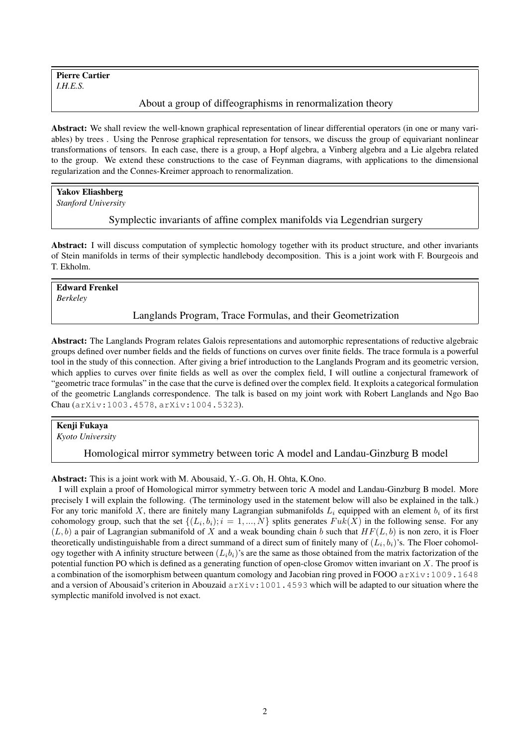**Pierre Cartier**
*I.H.E.S.*

### About a group of diffeographisms in renormalization theory

**Abstract:** We shall review the well-known graphical representation of linear differential operators (in one or many variables) by trees . Using the Penrose graphical representation for tensors, we discuss the group of equivariant nonlinear transformations of tensors. In each case, there is a group, a Hopf algebra, a Vinberg algebra and a Lie algebra related to the group. We extend these constructions to the case of Feynman diagrams, with applications to the dimensional regularization and the Connes-Kreimer approach to renormalization.

**Yakov Eliashberg**
*Stanford University*

### Symplectic invariants of affine complex manifolds via Legendrian surgery

**Abstract:** I will discuss computation of symplectic homology together with its product structure, and other invariants of Stein manifolds in terms of their symplectic handlebody decomposition. This is a joint work with F. Bourgeois and T. Ekholm.

**Edward Frenkel**
*Berkeley*

### Langlands Program, Trace Formulas, and their Geometrization

**Abstract:** The Langlands Program relates Galois representations and automorphic representations of reductive algebraic groups defined over number fields and the fields of functions on curves over finite fields. The trace formula is a powerful tool in the study of this connection. After giving a brief introduction to the Langlands Program and its geometric version, which applies to curves over finite fields as well as over the complex field, I will outline a conjectural framework of "geometric trace formulas" in the case that the curve is defined over the complex field. It exploits a categorical formulation of the geometric Langlands correspondence. The talk is based on my joint work with Robert Langlands and Ngo Bao Chau (arXiv:1003.4578, arXiv:1004.5323).

**Kenji Fukaya**
*Kyoto University*

### Homological mirror symmetry between toric A model and Landau-Ginzburg B model

**Abstract:** This is a joint work with M. Abousaid, Y.-.G. Oh, H. Ohta, K.Ono.

I will explain a proof of Homological mirror symmetry between toric A model and Landau-Ginzburg B model. More precisely I will explain the following. (The terminology used in the statement below will also be explained in the talk.) For any toric manifold $X$, there are finitely many Lagrangian submanifolds $L_i$ equipped with an element $b_i$ of its first cohomology group, such that the set $\{(L_i, b_i); i = 1, ..., N\}$ splits generates $Fuk(X)$ in the following sense. For any $(L, b)$ a pair of Lagrangian submanifold of $X$ and a weak bounding chain $b$ such that $HF(L, b)$ is non zero, it is Floer theoretically undistinguishable from a direct summand of a direct sum of finitely many of $(L_i, b_i)$'s. The Floer cohomology together with A infinity structure between $(L_i b_i)$'s are the same as those obtained from the matrix factorization of the potential function PO which is defined as a generating function of open-close Gromov witten invariant on $X$. The proof is a combination of the isomorphism between quantum comology and Jacobian ring proved in FOOO arXiv:1009.1648 and a version of Abousaid's criterion in Abouzaid arXiv:1001.4593 which will be adapted to our situation where the symplectic manifold involved is not exact.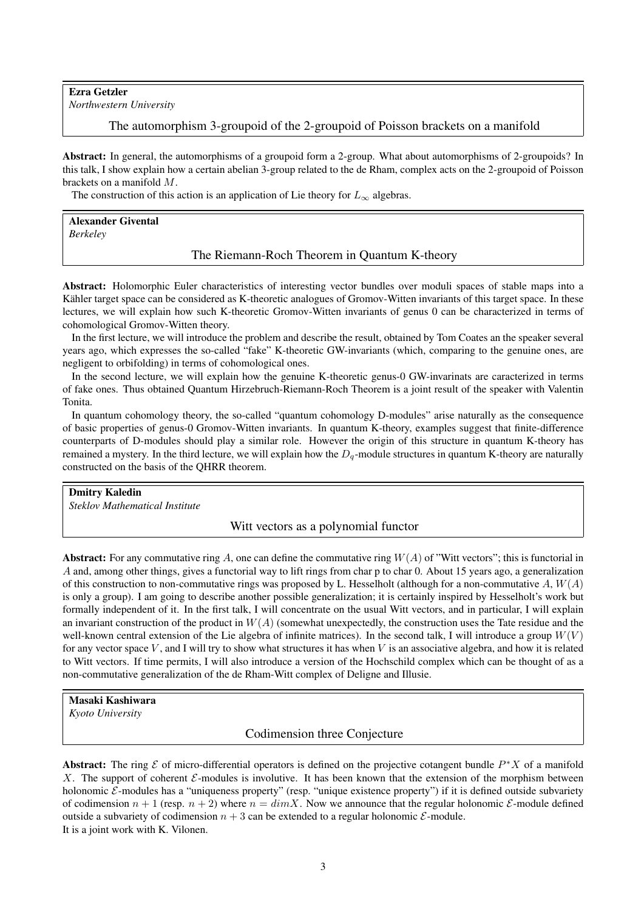**Ezra Getzler**
*Northwestern University*

### The automorphism 3-groupoid of the 2-groupoid of Poisson brackets on a manifold

**Abstract:** In general, the automorphisms of a groupoid form a 2-group. What about automorphisms of 2-groupoids? In this talk, I show explain how a certain abelian 3-group related to the de Rham, complex acts on the 2-groupoid of Poisson brackets on a manifold $M$.

The construction of this action is an application of Lie theory for $L_\infty$ algebras.

**Alexander Giventalv**
*Berkeley*

### The Riemann-Roch Theorem in Quantum K-theory

**Abstract:** Holomorphic Euler characteristics of interesting vector bundles over moduli spaces of stable maps into a Kähler target space can be considered as K-theoretic analogues of Gromov-Witten invariants of this target space. In these lectures, we will explain how such K-theoretic Gromov-Witten invariants of genus 0 can be characterized in terms of cohomological Gromov-Witten theory.

In the first lecture, we will introduce the problem and describe the result, obtained by Tom Coates an the speaker several years ago, which expresses the so-called "fake" K-theoretic GW-invariants (which, comparing to the genuine ones, are negligent to orbifolding) in terms of cohomological ones.

In the second lecture, we will explain how the genuine K-theoretic genus-0 GW-invarinats are caracterized in terms of fake ones. Thus obtained Quantum Hirzebruch-Riemann-Roch Theorem is a joint result of the speaker with Valentin Tonita.

In quantum cohomology theory, the so-called "quantum cohomology D-modules" arise naturally as the consequence of basic properties of genus-0 Gromov-Witten invariants. In quantum K-theory, examples suggest that finite-difference counterparts of D-modules should play a similar role. However the origin of this structure in quantum K-theory has remained a mystery. In the third lecture, we will explain how the $D_q$-module structures in quantum K-theory are naturally constructed on the basis of the QHRR theorem.

**Dmitry Kaledin**
*Steklov Mathematical Institute*

### Witt vectors as a polynomial functor

**Abstract:** For any commutative ring $A$, one can define the commutative ring $W(A)$ of "Witt vectors"; this is functorial in $A$ and, among other things, gives a functorial way to lift rings from char p to char 0. About 15 years ago, a generalization of this construction to non-commutative rings was proposed by L. Hesselholt (although for a non-commutative $A$, $W(A)$ is only a group). I am going to describe another possible generalization; it is certainly inspired by Hesselholt's work but formally independent of it. In the first talk, I will concentrate on the usual Witt vectors, and in particular, I will explain an invariant construction of the product in $W(A)$ (somewhat unexpectedly, the construction uses the Tate residue and the well-known central extension of the Lie algebra of infinite matrices). In the second talk, I will introduce a group $W(V)$ for any vector space $V$, and I will try to show what structures it has when $V$ is an associative algebra, and how it is related to Witt vectors. If time permits, I will also introduce a version of the Hochschild complex which can be thought of as a non-commutative generalization of the de Rham-Witt complex of Deligne and Illusie.

**Masaki Kashiwara**
*Kyoto University*

### Codimension three Conjecture

**Abstract:** The ring $\mathcal{E}$ of micro-differential operators is defined on the projective cotangent bundle $P^*X$ of a manifold $X$. The support of coherent $\mathcal{E}$-modules is involutive. It has been known that the extension of the morphism between holonomic $\mathcal{E}$-modules has a "uniqueness property" (resp. "unique existence property") if it is defined outside subvariety of codimension $n + 1$ (resp. $n + 2$) where $n = dimX$. Now we announce that the regular holonomic $\mathcal{E}$-module defined outside a subvariety of codimension $n + 3$ can be extended to a regular holonomic $\mathcal{E}$-module.
It is a joint work with K. Vilonen.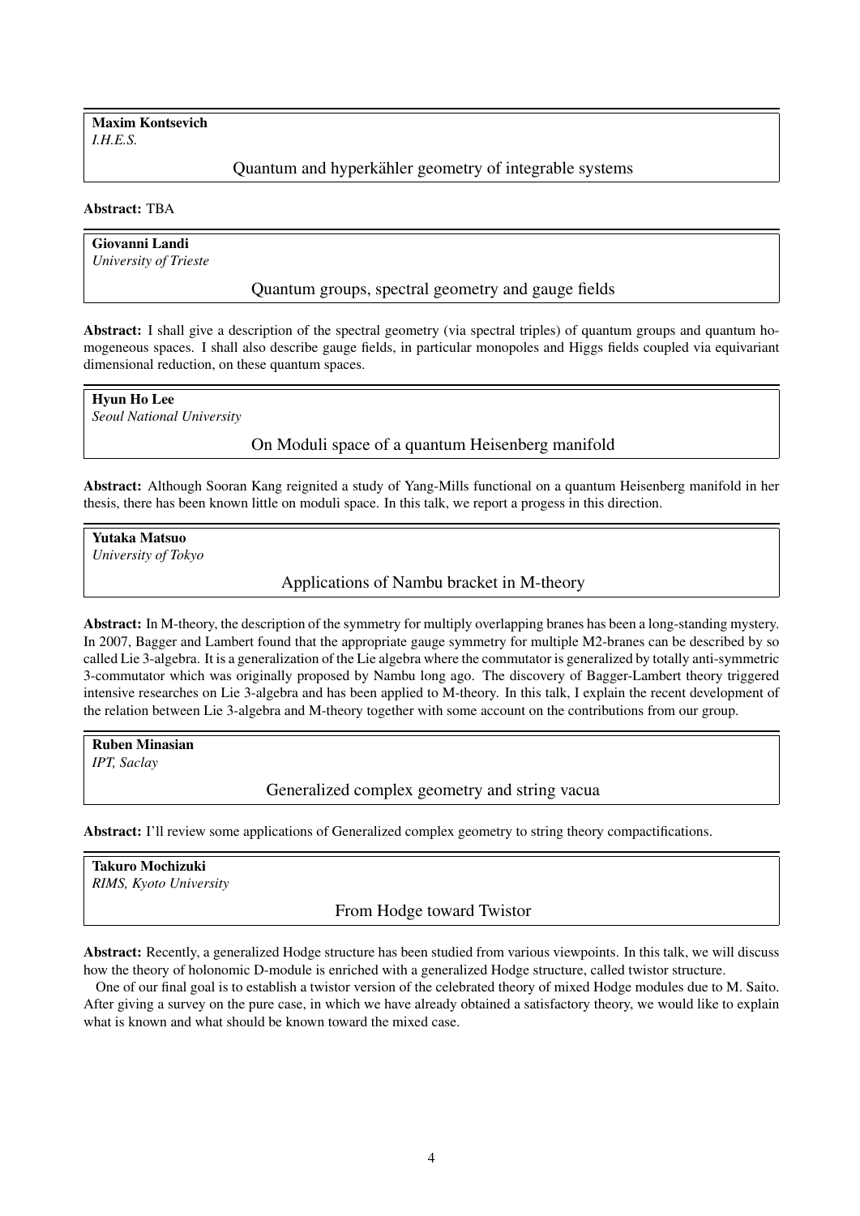**Maxim Kontsevich**
*I.H.E.S.*

### Quantum and hyperkähler geometry of integrable systems

**Abstract:** TBA

**Giovanni Landi**
*University of Trieste*

### Quantum groups, spectral geometry and gauge fields

**Abstract:** I shall give a description of the spectral geometry (via spectral triples) of quantum groups and quantum homogeneous spaces. I shall also describe gauge fields, in particular monopoles and Higgs fields coupled via equivariant dimensional reduction, on these quantum spaces.

**Hyun Ho Lee**
*Seoul National University*

### On Moduli space of a quantum Heisenberg manifold

**Abstract:** Although Sooran Kang reignited a study of Yang-Mills functional on a quantum Heisenberg manifold in her thesis, there has been known little on moduli space. In this talk, we report a progess in this direction.

**Yutaka Matsuo**
*University of Tokyo*

### Applications of Nambu bracket in M-theory

**Abstract:** In M-theory, the description of the symmetry for multiply overlapping branes has been a long-standing mystery. In 2007, Bagger and Lambert found that the appropriate gauge symmetry for multiple M2-branes can be described by so called Lie 3-algebra. It is a generalization of the Lie algebra where the commutator is generalized by totally anti-symmetric 3-commutator which was originally proposed by Nambu long ago. The discovery of Bagger-Lambert theory triggered intensive researches on Lie 3-algebra and has been applied to M-theory. In this talk, I explain the recent development of the relation between Lie 3-algebra and M-theory together with some account on the contributions from our group.

**Ruben Minasian**
*IPT, Saclay*

### Generalized complex geometry and string vacua

**Abstract:** I'll review some applications of Generalized complex geometry to string theory compactifications.

**Takuro Mochizuki**
*RIMS, Kyoto University*

### From Hodge toward Twistor

**Abstract:** Recently, a generalized Hodge structure has been studied from various viewpoints. In this talk, we will discuss how the theory of holonomic D-module is enriched with a generalized Hodge structure, called twistor structure.

One of our final goal is to establish a twistor version of the celebrated theory of mixed Hodge modules due to M. Saito. After giving a survey on the pure case, in which we have already obtained a satisfactory theory, we would like to explain what is known and what should be known toward the mixed case.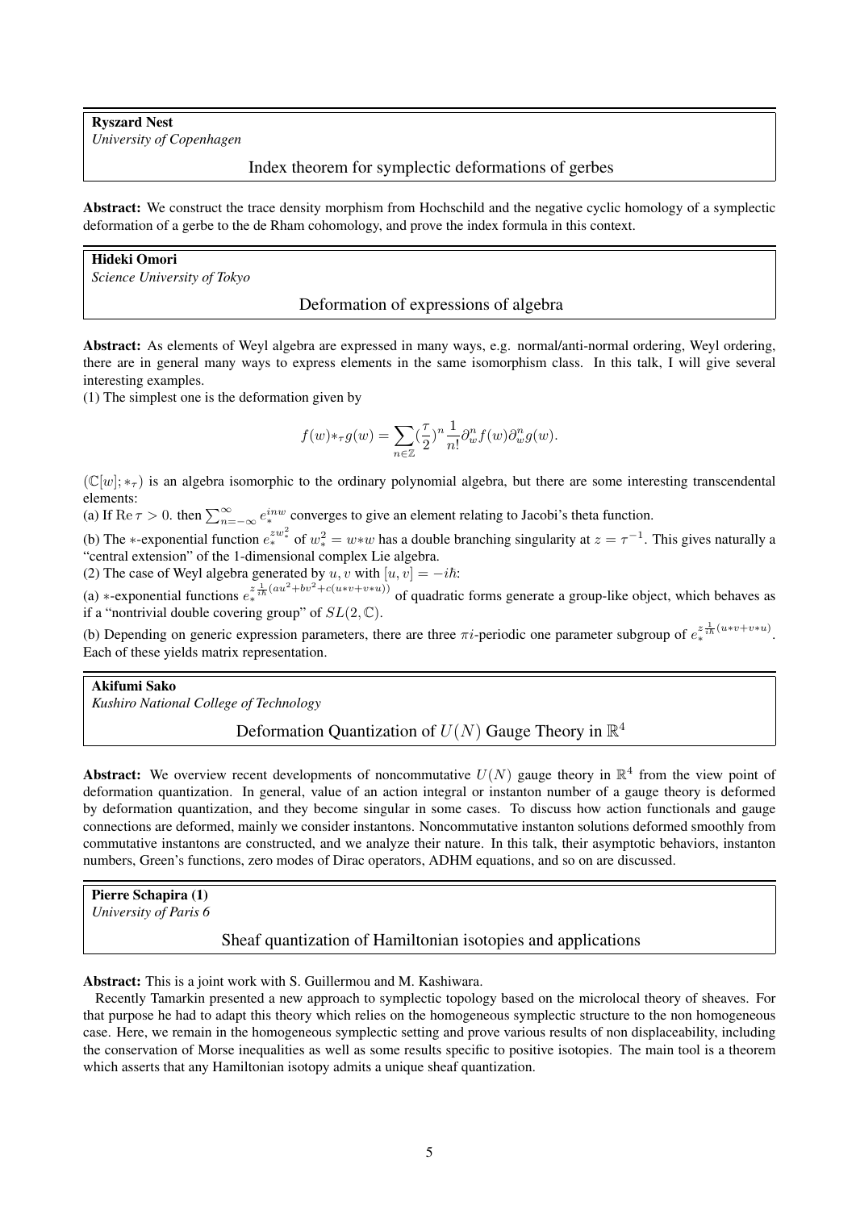**Ryszard Nest**
*University of Copenhagen*

### Index theorem for symplectic deformations of gerbes

**Abstract:** We construct the trace density morphism from Hochschild and the negative cyclic homology of a symplectic deformation of a gerbe to the de Rham cohomology, and prove the index formula in this context.

**Hideki Omori**
*Science University of Tokyo*

### Deformation of expressions of algebra

**Abstract:** As elements of Weyl algebra are expressed in many ways, e.g. normal/anti-normal ordering, Weyl ordering, there are in general many ways to express elements in the same isomorphism class. In this talk, I will give several interesting examples.

(1) The simplest one is the deformation given by

$$f(w)*_\tau g(w) = \sum_{n\in\mathbb{Z}} (\frac{\tau}{2})^n \frac{1}{n!} \partial_w^n f(w) \partial_w^n g(w).$$

$(\mathbb{C}[w]; *_\tau)$ is an algebra isomorphic to the ordinary polynomial algebra, but there are some interesting transcendental elements:

(a) If $\mathrm{Re}\,\tau > 0$. then $\sum_{n=-\infty}^{\infty} e_*^{inw}$ converges to give an element relating to Jacobi's theta function.

(b) The $*$-exponential function $e_*^{zw_*^2}$ of $w_*^2 = w{*}w$ has a double branching singularity at $z = \tau^{-1}$. This gives naturally a "central extension" of the 1-dimensional complex Lie algebra.

(2) The case of Weyl algebra generated by $u, v$ with $[u, v] = -i\hbar$:

(a) $*$-exponential functions $e_*^{z\frac{1}{i\hbar}(au^2+bv^2+c(u*v+v*u))}$ of quadratic forms generate a group-like object, which behaves as if a "nontrivial double covering group" of $SL(2, \mathbb{C})$.

(b) Depending on generic expression parameters, there are three $\pi i$-periodic one parameter subgroup of $e_*^{z\frac{1}{i\hbar}(u*v+v*u)}$. Each of these yields matrix representation.

**Akifumi Sako**
*Kushiro National College of Technology*

### Deformation Quantization of $U(N)$ Gauge Theory in $\mathbb{R}^4$

**Abstract:** We overview recent developments of noncommutative $U(N)$ gauge theory in $\mathbb{R}^4$ from the view point of deformation quantization. In general, value of an action integral or instanton number of a gauge theory is deformed by deformation quantization, and they become singular in some cases. To discuss how action functionals and gauge connections are deformed, mainly we consider instantons. Noncommutative instanton solutions deformed smoothly from commutative instantons are constructed, and we analyze their nature. In this talk, their asymptotic behaviors, instanton numbers, Green's functions, zero modes of Dirac operators, ADHM equations, and so on are discussed.

**Pierre Schapira (1)**
*University of Paris 6*

### Sheaf quantization of Hamiltonian isotopies and applications

**Abstract:** This is a joint work with S. Guillermou and M. Kashiwara.

Recently Tamarkin presented a new approach to symplectic topology based on the microlocal theory of sheaves. For that purpose he had to adapt this theory which relies on the homogeneous symplectic structure to the non homogeneous case. Here, we remain in the homogeneous symplectic setting and prove various results of non displaceability, including the conservation of Morse inequalities as well as some results specific to positive isotopies. The main tool is a theorem which asserts that any Hamiltonian isotopy admits a unique sheaf quantization.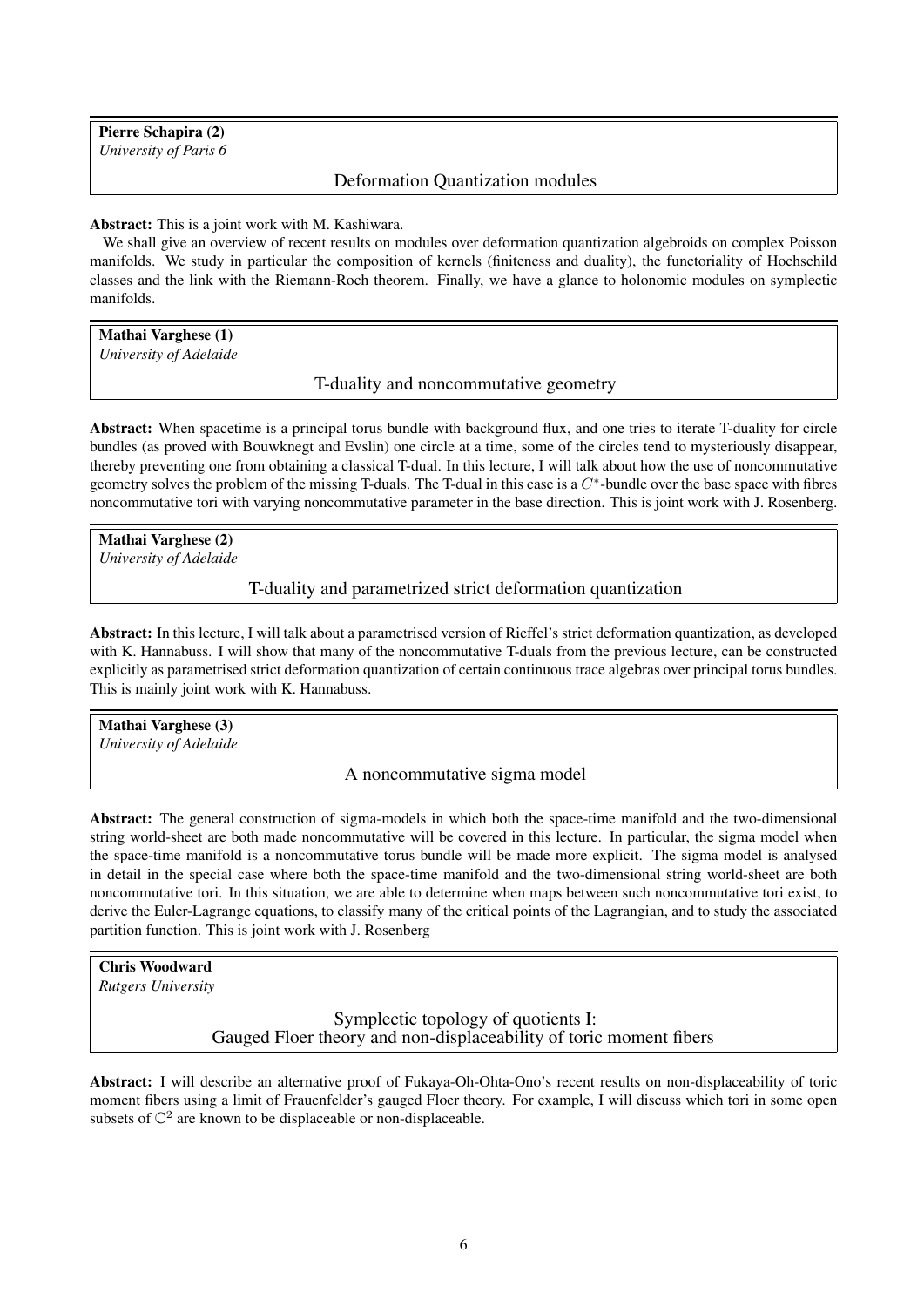**Pierre Schapira (2)**
*University of Paris 6*

### Deformation Quantization modules

**Abstract:** This is a joint work with M. Kashiwara.

We shall give an overview of recent results on modules over deformation quantization algebroids on complex Poisson manifolds. We study in particular the composition of kernels (finiteness and duality), the functoriality of Hochschild classes and the link with the Riemann-Roch theorem. Finally, we have a glance to holonomic modules on symplectic manifolds.

**Mathai Varghese (1)**
*University of Adelaide*

### T-duality and noncommutative geometry

**Abstract:** When spacetime is a principal torus bundle with background flux, and one tries to iterate T-duality for circle bundles (as proved with Bouwknegt and Evslin) one circle at a time, some of the circles tend to mysteriously disappear, thereby preventing one from obtaining a classical T-dual. In this lecture, I will talk about how the use of noncommutative geometry solves the problem of the missing T-duals. The T-dual in this case is a $C^*$-bundle over the base space with fibres noncommutative tori with varying noncommutative parameter in the base direction. This is joint work with J. Rosenberg.

**Mathai Varghese (2)**
*University of Adelaide*

### T-duality and parametrized strict deformation quantization

**Abstract:** In this lecture, I will talk about a parametrised version of Rieffel's strict deformation quantization, as developed with K. Hannabuss. I will show that many of the noncommutative T-duals from the previous lecture, can be constructed explicitly as parametrised strict deformation quantization of certain continuous trace algebras over principal torus bundles. This is mainly joint work with K. Hannabuss.

**Mathai Varghese (3)**
*University of Adelaide*

### A noncommutative sigma model

**Abstract:** The general construction of sigma-models in which both the space-time manifold and the two-dimensional string world-sheet are both made noncommutative will be covered in this lecture. In particular, the sigma model when the space-time manifold is a noncommutative torus bundle will be made more explicit. The sigma model is analysed in detail in the special case where both the space-time manifold and the two-dimensional string world-sheet are both noncommutative tori. In this situation, we are able to determine when maps between such noncommutative tori exist, to derive the Euler-Lagrange equations, to classify many of the critical points of the Lagrangian, and to study the associated partition function. This is joint work with J. Rosenberg

**Chris Woodward**
*Rutgers University*

### Symplectic topology of quotients I: Gauged Floer theory and non-displaceability of toric moment fibers

**Abstract:** I will describe an alternative proof of Fukaya-Oh-Ohta-Ono's recent results on non-displaceability of toric moment fibers using a limit of Frauenfelder's gauged Floer theory. For example, I will discuss which tori in some open subsets of $\mathbb{C}^2$ are known to be displaceable or non-displaceable.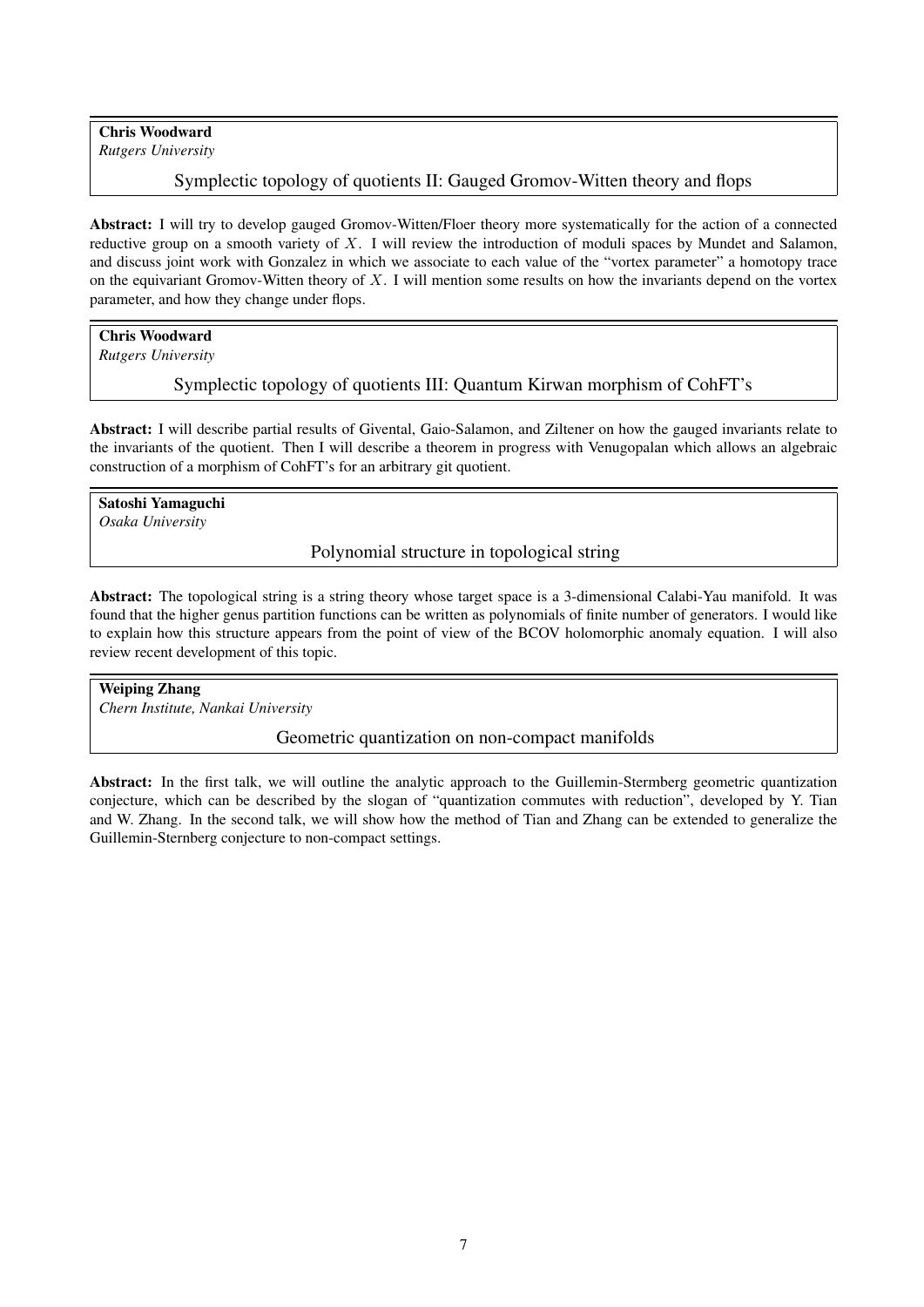**Chris Woodward**
*Rutgers University*

### Symplectic topology of quotients II: Gauged Gromov-Witten theory and flops

**Abstract:** I will try to develop gauged Gromov-Witten/Floer theory more systematically for the action of a connected reductive group on a smooth variety of $X$. I will review the introduction of moduli spaces by Mundet and Salamon, and discuss joint work with Gonzalez in which we associate to each value of the "vortex parameter" a homotopy trace on the equivariant Gromov-Witten theory of $X$. I will mention some results on how the invariants depend on the vortex parameter, and how they change under flops.

**Chris Woodward**
*Rutgers University*

### Symplectic topology of quotients III: Quantum Kirwan morphism of CohFT's

**Abstract:** I will describe partial results of Givental, Gaio-Salamon, and Ziltener on how the gauged invariants relate to the invariants of the quotient. Then I will describe a theorem in progress with Venugopalan which allows an algebraic construction of a morphism of CohFT's for an arbitrary git quotient.

**Satoshi Yamaguchi**
*Osaka University*

### Polynomial structure in topological string

**Abstract:** The topological string is a string theory whose target space is a 3-dimensional Calabi-Yau manifold. It was found that the higher genus partition functions can be written as polynomials of finite number of generators. I would like to explain how this structure appears from the point of view of the BCOV holomorphic anomaly equation. I will also review recent development of this topic.

**Weiping Zhang**
*Chern Institute, Nankai University*

### Geometric quantization on non-compact manifolds

**Abstract:** In the first talk, we will outline the analytic approach to the Guillemin-Stermberg geometric quantization conjecture, which can be described by the slogan of "quantization commutes with reduction", developed by Y. Tian and W. Zhang. In the second talk, we will show how the method of Tian and Zhang can be extended to generalize the Guillemin-Sternberg conjecture to non-compact settings.